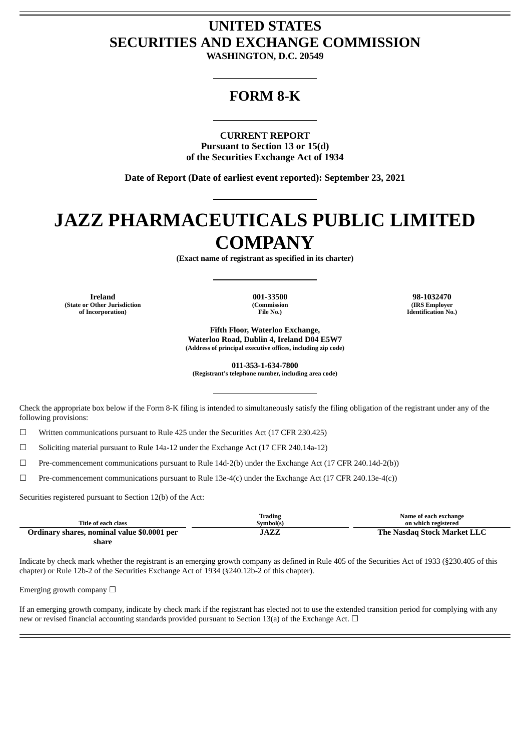# UNITED STATES
# SECURITIES AND EXCHANGE COMMISSION

**WASHINGTON, D.C. 20549**

## FORM 8-K

**CURRENT REPORT**
**Pursuant to Section 13 or 15(d)**
**of the Securities Exchange Act of 1934**

**Date of Report (Date of earliest event reported): September 23, 2021**

# JAZZ PHARMACEUTICALS PUBLIC LIMITED COMPANY

**(Exact name of registrant as specified in its charter)**

| Ireland | 001-33500 | 98-1032470 |
|---|---|---|
| (State or Other Jurisdiction of Incorporation) | (Commission File No.) | (IRS Employer Identification No.) |

**Fifth Floor, Waterloo Exchange,**
**Waterloo Road, Dublin 4, Ireland D04 E5W7**
**(Address of principal executive offices, including zip code)**

**011-353-1-634-7800**
**(Registrant's telephone number, including area code)**

Check the appropriate box below if the Form 8-K filing is intended to simultaneously satisfy the filing obligation of the registrant under any of the following provisions:

☐ Written communications pursuant to Rule 425 under the Securities Act (17 CFR 230.425)

☐ Soliciting material pursuant to Rule 14a-12 under the Exchange Act (17 CFR 240.14a-12)

☐ Pre-commencement communications pursuant to Rule 14d-2(b) under the Exchange Act (17 CFR 240.14d-2(b))

☐ Pre-commencement communications pursuant to Rule 13e-4(c) under the Exchange Act (17 CFR 240.13e-4(c))

Securities registered pursuant to Section 12(b) of the Act:

| Title of each class | Trading Symbol(s) | Name of each exchange on which registered |
|---|---|---|
| **Ordinary shares, nominal value $0.0001 per share** | **JAZZ** | **The Nasdaq Stock Market LLC** |

Indicate by check mark whether the registrant is an emerging growth company as defined in Rule 405 of the Securities Act of 1933 (§230.405 of this chapter) or Rule 12b-2 of the Securities Exchange Act of 1934 (§240.12b-2 of this chapter).

Emerging growth company ☐

If an emerging growth company, indicate by check mark if the registrant has elected not to use the extended transition period for complying with any new or revised financial accounting standards provided pursuant to Section 13(a) of the Exchange Act. ☐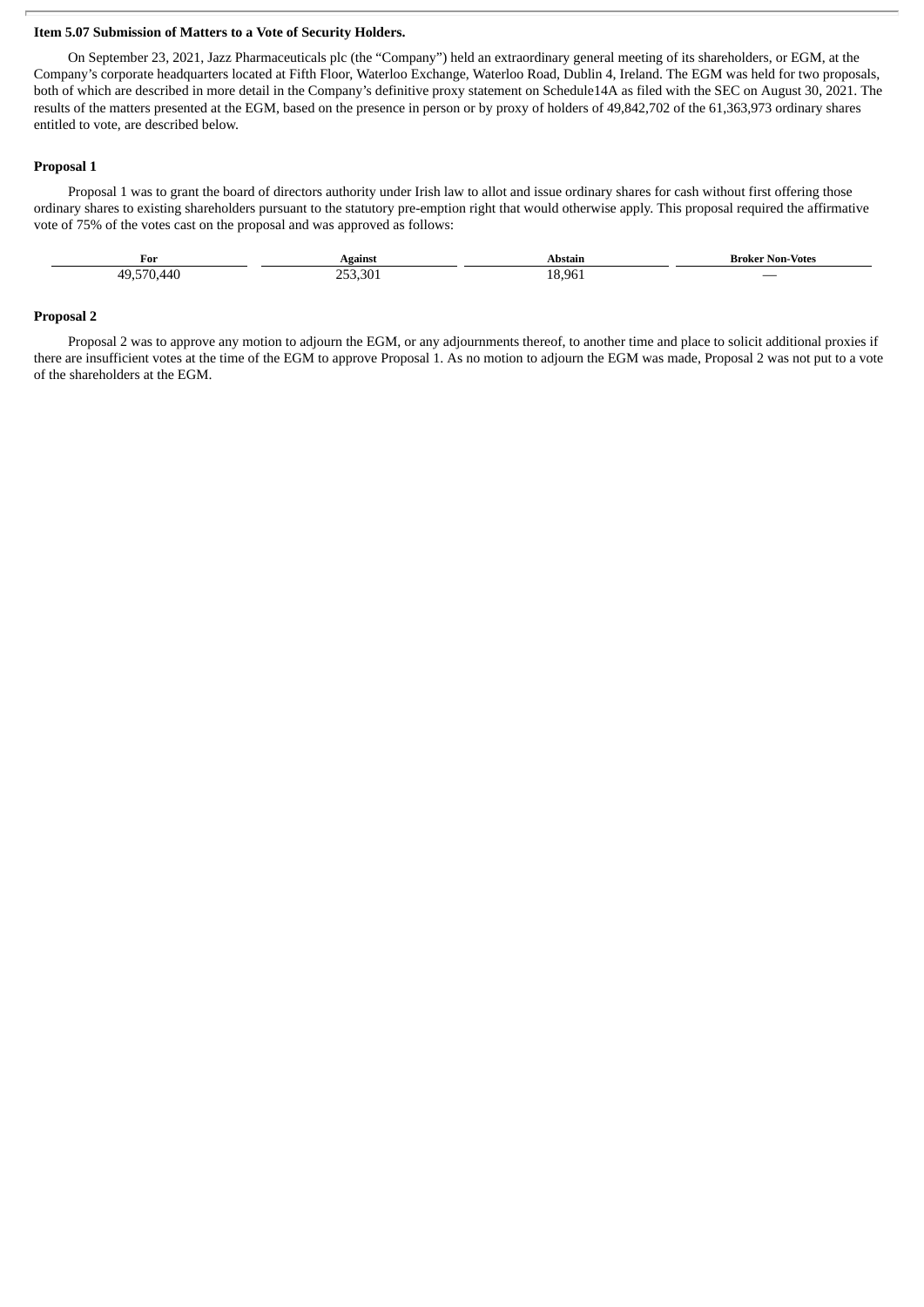**Item 5.07 Submission of Matters to a Vote of Security Holders.**

On September 23, 2021, Jazz Pharmaceuticals plc (the "Company") held an extraordinary general meeting of its shareholders, or EGM, at the Company's corporate headquarters located at Fifth Floor, Waterloo Exchange, Waterloo Road, Dublin 4, Ireland. The EGM was held for two proposals, both of which are described in more detail in the Company's definitive proxy statement on Schedule14A as filed with the SEC on August 30, 2021. The results of the matters presented at the EGM, based on the presence in person or by proxy of holders of 49,842,702 of the 61,363,973 ordinary shares entitled to vote, are described below.

**Proposal 1**

Proposal 1 was to grant the board of directors authority under Irish law to allot and issue ordinary shares for cash without first offering those ordinary shares to existing shareholders pursuant to the statutory pre-emption right that would otherwise apply. This proposal required the affirmative vote of 75% of the votes cast on the proposal and was approved as follows:

| For | Against | Abstain | Broker Non-Votes |
| --- | --- | --- | --- |
| 49,570,440 | 253,301 | 18,961 | — |

**Proposal 2**

Proposal 2 was to approve any motion to adjourn the EGM, or any adjournments thereof, to another time and place to solicit additional proxies if there are insufficient votes at the time of the EGM to approve Proposal 1. As no motion to adjourn the EGM was made, Proposal 2 was not put to a vote of the shareholders at the EGM.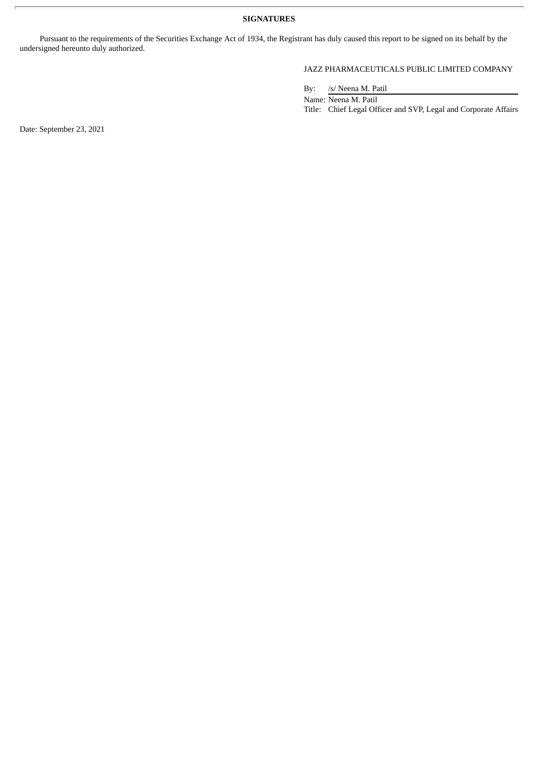**SIGNATURES**

Pursuant to the requirements of the Securities Exchange Act of 1934, the Registrant has duly caused this report to be signed on its behalf by the undersigned hereunto duly authorized.

JAZZ PHARMACEUTICALS PUBLIC LIMITED COMPANY

By: /s/ Neena M. Patil

Name: Neena M. Patil

Title: Chief Legal Officer and SVP, Legal and Corporate Affairs

Date: September 23, 2021